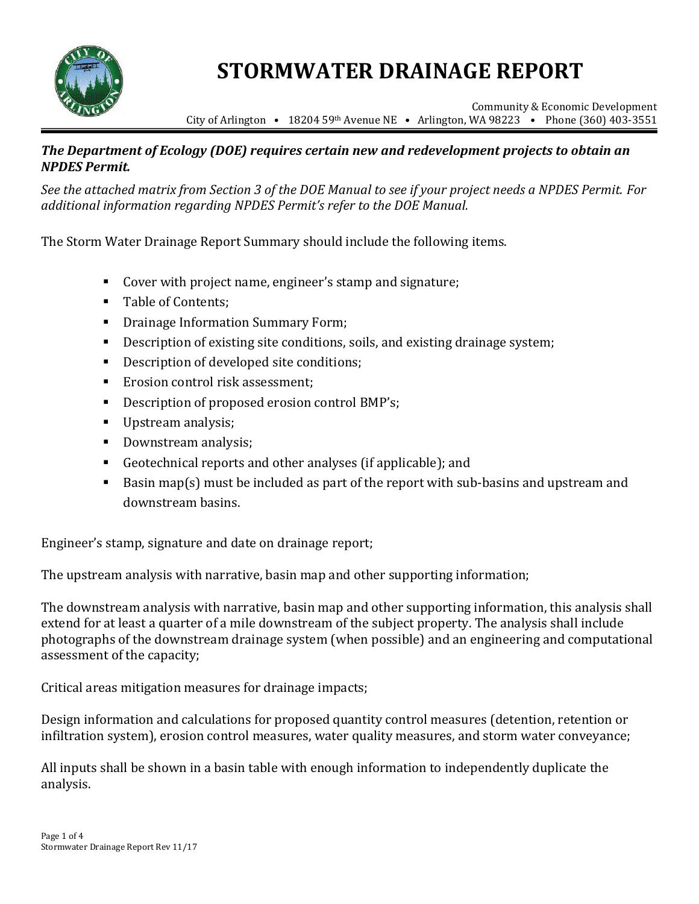# STORMWATER DRAINAGE REPORT

Community & Economic Development
City of Arlington • 18204 59th Avenue NE • Arlington, WA 98223 • Phone (360) 403-3551

***The Department of Ecology (DOE) requires certain new and redevelopment projects to obtain an NPDES Permit.***

*See the attached matrix from Section 3 of the DOE Manual to see if your project needs a NPDES Permit. For additional information regarding NPDES Permit's refer to the DOE Manual.*

The Storm Water Drainage Report Summary should include the following items.

- Cover with project name, engineer's stamp and signature;
- Table of Contents;
- Drainage Information Summary Form;
- Description of existing site conditions, soils, and existing drainage system;
- Description of developed site conditions;
- Erosion control risk assessment;
- Description of proposed erosion control BMP's;
- Upstream analysis;
- Downstream analysis;
- Geotechnical reports and other analyses (if applicable); and
- Basin map(s) must be included as part of the report with sub-basins and upstream and downstream basins.

Engineer's stamp, signature and date on drainage report;

The upstream analysis with narrative, basin map and other supporting information;

The downstream analysis with narrative, basin map and other supporting information, this analysis shall extend for at least a quarter of a mile downstream of the subject property. The analysis shall include photographs of the downstream drainage system (when possible) and an engineering and computational assessment of the capacity;

Critical areas mitigation measures for drainage impacts;

Design information and calculations for proposed quantity control measures (detention, retention or infiltration system), erosion control measures, water quality measures, and storm water conveyance;

All inputs shall be shown in a basin table with enough information to independently duplicate the analysis.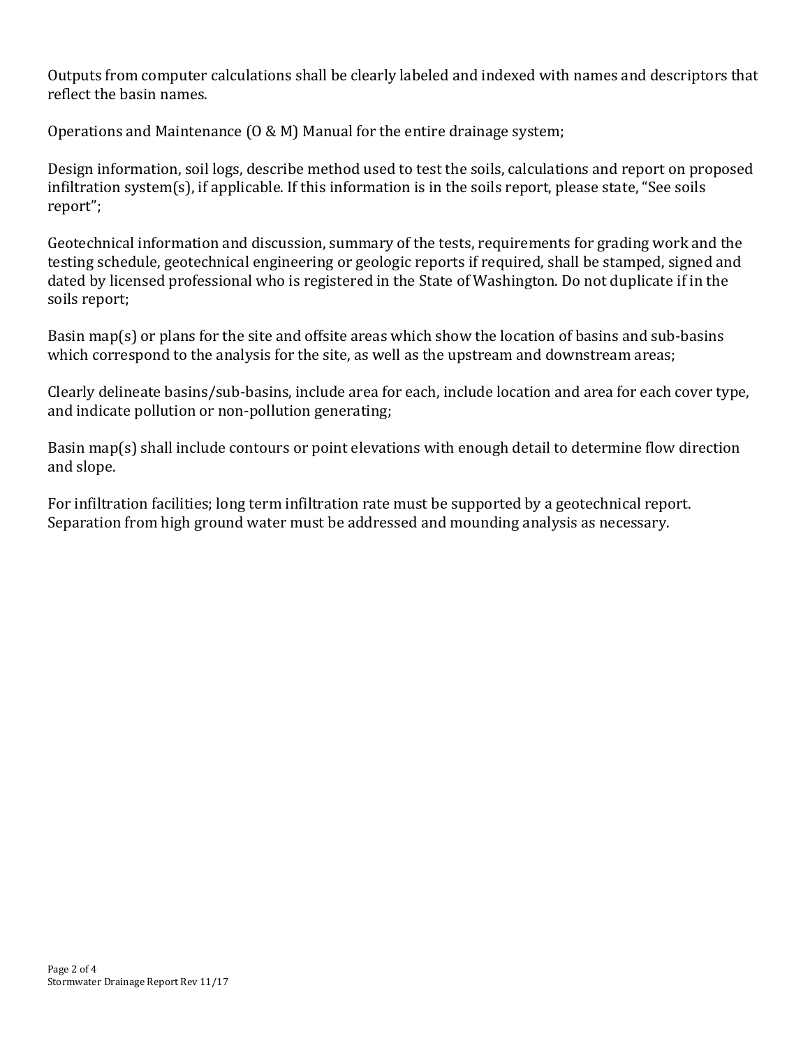Outputs from computer calculations shall be clearly labeled and indexed with names and descriptors that reflect the basin names.

Operations and Maintenance (O & M) Manual for the entire drainage system;

Design information, soil logs, describe method used to test the soils, calculations and report on proposed infiltration system(s), if applicable. If this information is in the soils report, please state, "See soils report";

Geotechnical information and discussion, summary of the tests, requirements for grading work and the testing schedule, geotechnical engineering or geologic reports if required, shall be stamped, signed and dated by licensed professional who is registered in the State of Washington. Do not duplicate if in the soils report;

Basin map(s) or plans for the site and offsite areas which show the location of basins and sub-basins which correspond to the analysis for the site, as well as the upstream and downstream areas;

Clearly delineate basins/sub-basins, include area for each, include location and area for each cover type, and indicate pollution or non-pollution generating;

Basin map(s) shall include contours or point elevations with enough detail to determine flow direction and slope.

For infiltration facilities; long term infiltration rate must be supported by a geotechnical report. Separation from high ground water must be addressed and mounding analysis as necessary.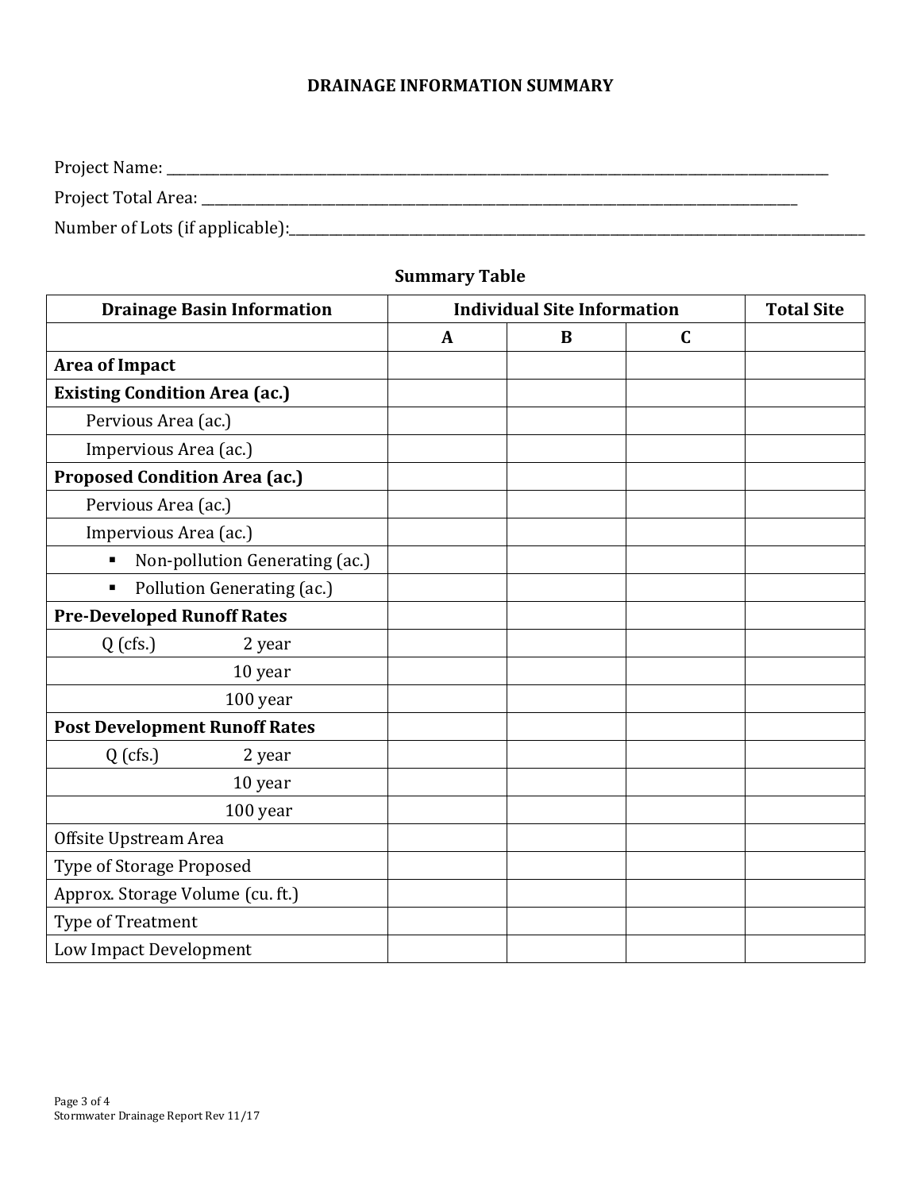# DRAINAGE INFORMATION SUMMARY

Project Name: ______________________________________________

Project Total Area: ______________________________________________

Number of Lots (if applicable):______________________________________________

**Summary Table**

| **Drainage Basin Information** | **Individual Site Information** | | | **Total Site** |
|---|---|---|---|---|
| | **A** | **B** | **C** | |
| **Area of Impact** | | | | |
| **Existing Condition Area (ac.)** | | | | |
| Pervious Area (ac.) | | | | |
| Impervious Area (ac.) | | | | |
| **Proposed Condition Area (ac.)** | | | | |
| Pervious Area (ac.) | | | | |
| Impervious Area (ac.) | | | | |
| ▪ Non-pollution Generating (ac.) | | | | |
| ▪ Pollution Generating (ac.) | | | | |
| **Pre-Developed Runoff Rates** | | | | |
| Q (cfs.) 2 year | | | | |
| 10 year | | | | |
| 100 year | | | | |
| **Post Development Runoff Rates** | | | | |
| Q (cfs.) 2 year | | | | |
| 10 year | | | | |
| 100 year | | | | |
| Offsite Upstream Area | | | | |
| Type of Storage Proposed | | | | |
| Approx. Storage Volume (cu. ft.) | | | | |
| Type of Treatment | | | | |
| Low Impact Development | | | | |

Stormwater Drainage Report Rev 11/17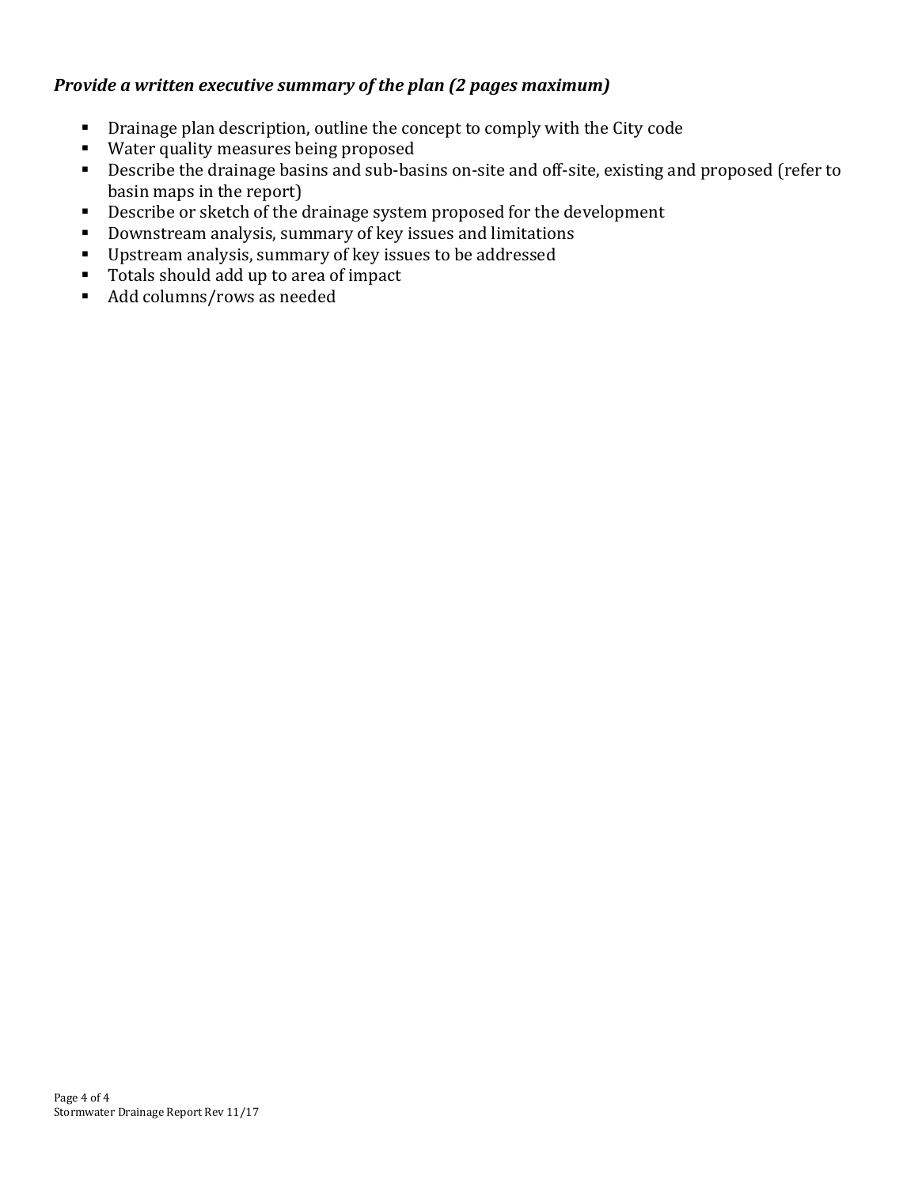***Provide a written executive summary of the plan (2 pages maximum)***

- Drainage plan description, outline the concept to comply with the City code
- Water quality measures being proposed
- Describe the drainage basins and sub-basins on-site and off-site, existing and proposed (refer to basin maps in the report)
- Describe or sketch of the drainage system proposed for the development
- Downstream analysis, summary of key issues and limitations
- Upstream analysis, summary of key issues to be addressed
- Totals should add up to area of impact
- Add columns/rows as needed